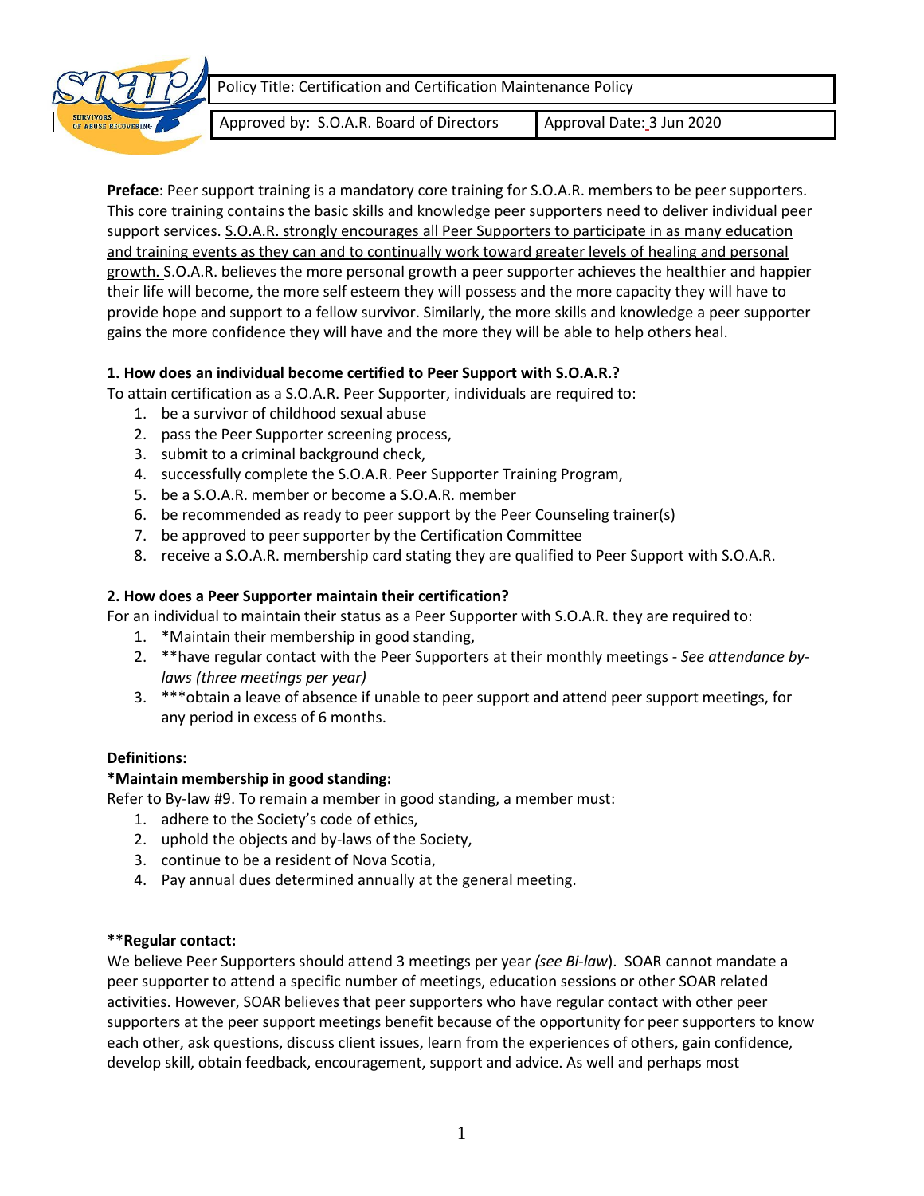| Policy Title: Certification and Certification Maintenance Policy | |
|---|---|
| Approved by: S.O.A.R. Board of Directors | Approval Date: 3 Jun 2020 |

**Preface**: Peer support training is a mandatory core training for S.O.A.R. members to be peer supporters. This core training contains the basic skills and knowledge peer supporters need to deliver individual peer support services. <u>S.O.A.R. strongly encourages all Peer Supporters to participate in as many education and training events as they can and to continually work toward greater levels of healing and personal growth.</u> S.O.A.R. believes the more personal growth a peer supporter achieves the healthier and happier their life will become, the more self esteem they will possess and the more capacity they will have to provide hope and support to a fellow survivor. Similarly, the more skills and knowledge a peer supporter gains the more confidence they will have and the more they will be able to help others heal.

**1. How does an individual become certified to Peer Support with S.O.A.R.?**

To attain certification as a S.O.A.R. Peer Supporter, individuals are required to:

1. be a survivor of childhood sexual abuse
2. pass the Peer Supporter screening process,
3. submit to a criminal background check,
4. successfully complete the S.O.A.R. Peer Supporter Training Program,
5. be a S.O.A.R. member or become a S.O.A.R. member
6. be recommended as ready to peer support by the Peer Counseling trainer(s)
7. be approved to peer supporter by the Certification Committee
8. receive a S.O.A.R. membership card stating they are qualified to Peer Support with S.O.A.R.

**2. How does a Peer Supporter maintain their certification?**

For an individual to maintain their status as a Peer Supporter with S.O.A.R. they are required to:

1. *Maintain their membership in good standing,
2. **have regular contact with the Peer Supporters at their monthly meetings - *See attendance by-laws (three meetings per year)*
3. ***obtain a leave of absence if unable to peer support and attend peer support meetings, for any period in excess of 6 months.

**Definitions:**

***Maintain membership in good standing:**

Refer to By-law #9. To remain a member in good standing, a member must:

1. adhere to the Society's code of ethics,
2. uphold the objects and by-laws of the Society,
3. continue to be a resident of Nova Scotia,
4. Pay annual dues determined annually at the general meeting.

****Regular contact:**

We believe Peer Supporters should attend 3 meetings per year *(see Bi-law)*. SOAR cannot mandate a peer supporter to attend a specific number of meetings, education sessions or other SOAR related activities. However, SOAR believes that peer supporters who have regular contact with other peer supporters at the peer support meetings benefit because of the opportunity for peer supporters to know each other, ask questions, discuss client issues, learn from the experiences of others, gain confidence, develop skill, obtain feedback, encouragement, support and advice. As well and perhaps most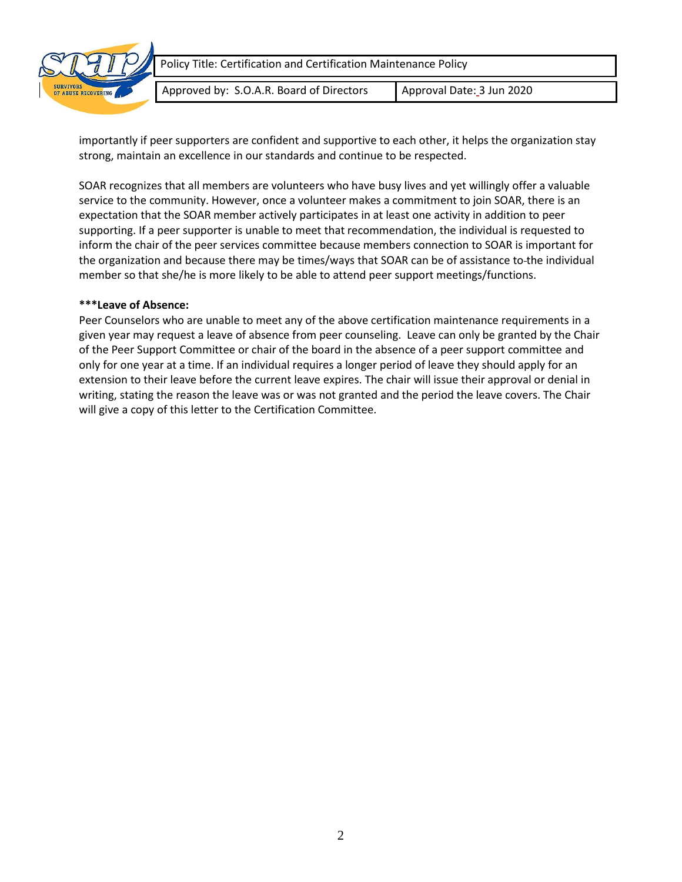importantly if peer supporters are confident and supportive to each other, it helps the organization stay strong, maintain an excellence in our standards and continue to be respected.

SOAR recognizes that all members are volunteers who have busy lives and yet willingly offer a valuable service to the community. However, once a volunteer makes a commitment to join SOAR, there is an expectation that the SOAR member actively participates in at least one activity in addition to peer supporting. If a peer supporter is unable to meet that recommendation, the individual is requested to inform the chair of the peer services committee because members connection to SOAR is important for the organization and because there may be times/ways that SOAR can be of assistance to the individual member so that she/he is more likely to be able to attend peer support meetings/functions.

**\*\*\*Leave of Absence:**

Peer Counselors who are unable to meet any of the above certification maintenance requirements in a given year may request a leave of absence from peer counseling. Leave can only be granted by the Chair of the Peer Support Committee or chair of the board in the absence of a peer support committee and only for one year at a time. If an individual requires a longer period of leave they should apply for an extension to their leave before the current leave expires. The chair will issue their approval or denial in writing, stating the reason the leave was or was not granted and the period the leave covers. The Chair will give a copy of this letter to the Certification Committee.